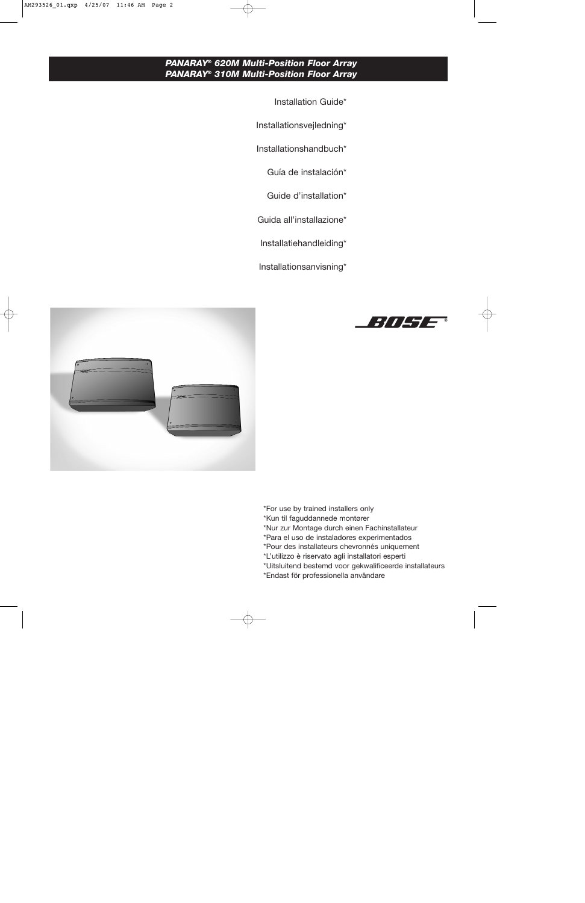# ***PANARAY® 620M Multi-Position Floor Array***
# ***PANARAY® 310M Multi-Position Floor Array***

Installation Guide*

Installationsvejledning*

Installationshandbuch*

Guía de instalación*

Guide d'installation*

Guida all'installazione*

Installatiehandleiding*

Installationsanvisning*

*For use by trained installers only
*Kun til faguddannede montører
*Nur zur Montage durch einen Fachinstallateur
*Para el uso de instaladores experimentados
*Pour des installateurs chevronnés uniquement
*L'utilizzo è riservato agli installatori esperti
*Uitsluitend bestemd voor gekwalificeerde installateurs
*Endast för professionella användare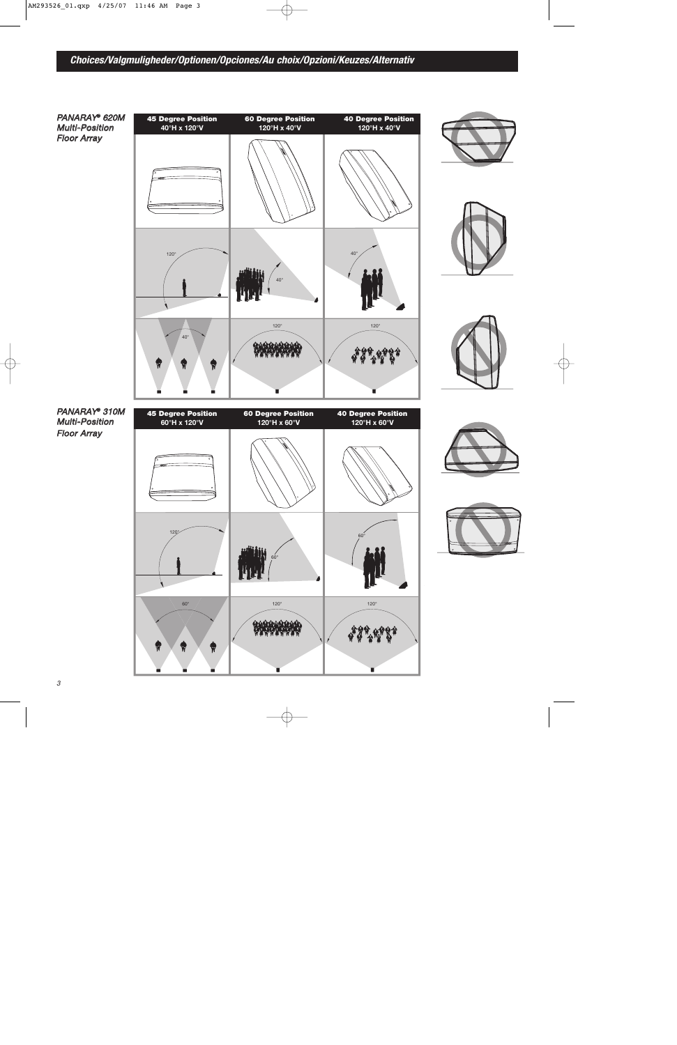# Choices/Valgmuligheder/Optionen/Opciones/Au choix/Opzioni/Keuzes/Alternativ

***PANARAY® 620M Multi-Position Floor Array***

| 45 Degree Position 40°H x 120°V | 60 Degree Position 120°H x 40°V | 40 Degree Position 120°H x 40°V |
|---|---|---|
| | | |
| 120° | 40° | 40° |
| 40° | 120° | 120° |

***PANARAY® 310M Multi-Position Floor Array***

| 45 Degree Position 60°H x 120°V | 60 Degree Position 120°H x 60°V | 40 Degree Position 120°H x 60°V |
|---|---|---|
| | | |
| 120° | 60° | 60° |
| 60° | 120° | 120° |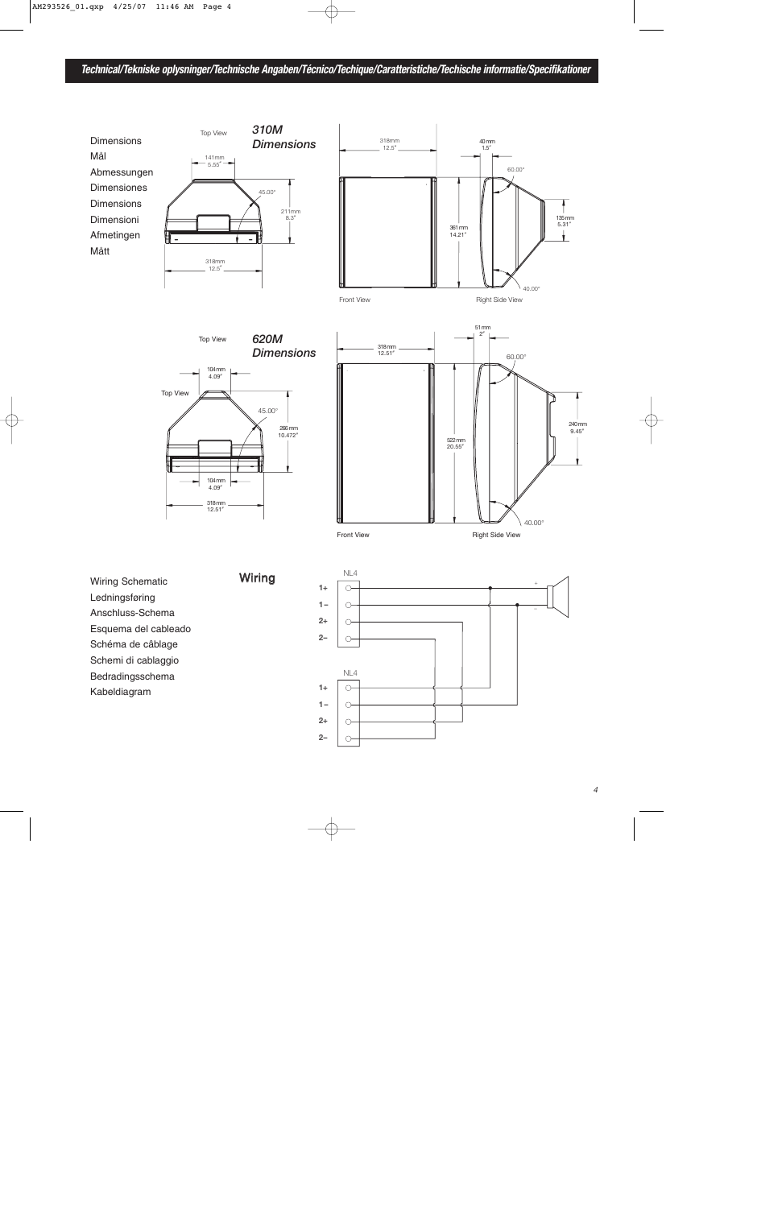**Technical/Tekniske oplysninger/Technische Angaben/Técnico/Techique/Caratteristiche/Techische informatie/Specifikationer**

Dimensions
Mål
Abmessungen
Dimensiones
Dimensions
Dimensioni
Afmetingen
Mått

*310M Dimensions*

Top View

141mm 5.55"

45.00°

211mm 8.3"

318mm 12.5"

318mm 12.5"

40mm 1.5"

60.00°

361mm 14.21"

135mm 5.31"

40.00°

Front View

Right Side View

*620M Dimensions*

Top View

104mm 4.09"

Top View

45.00°

266mm 10.472"

104mm 4.09"

318mm 12.51"

318mm 12.51"

51mm 2"

60.00°

522mm 20.55"

240mm 9.45"

40.00°

Front View

Right Side View

Wiring Schematic
Ledningsføring
Anschluss-Schema
Esquema del cableado
Schéma de câblage
Schemi di cablaggio
Bedradingsschema
Kabeldiagram

**Wiring**

NL4

1+
1–
2+
2–

+
–

NL4

1+
1–
2+
2–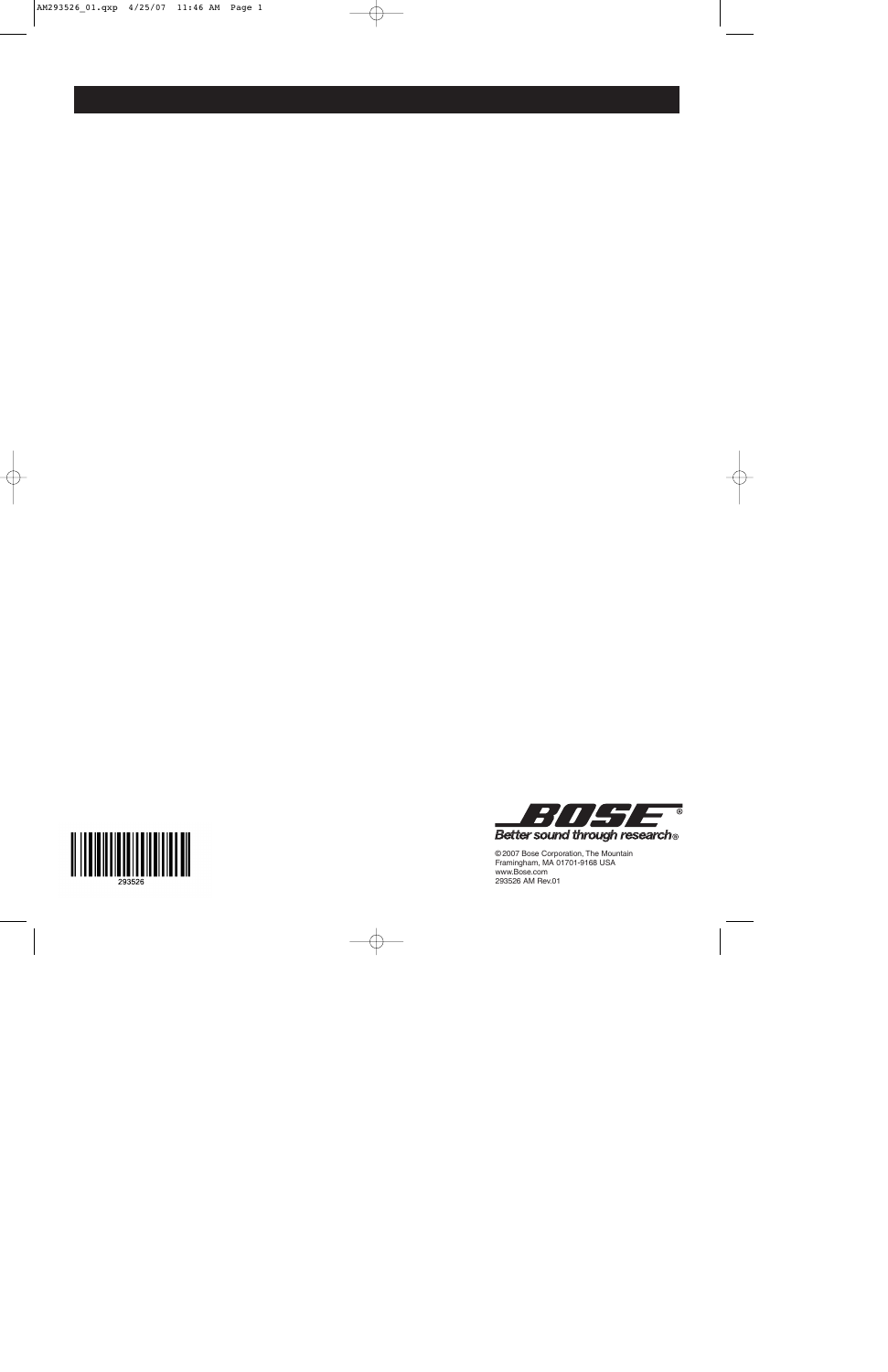293526

Better sound through research®

©2007 Bose Corporation, The Mountain
Framingham, MA 01701-9168 USA
www.Bose.com
293526 AM Rev.01